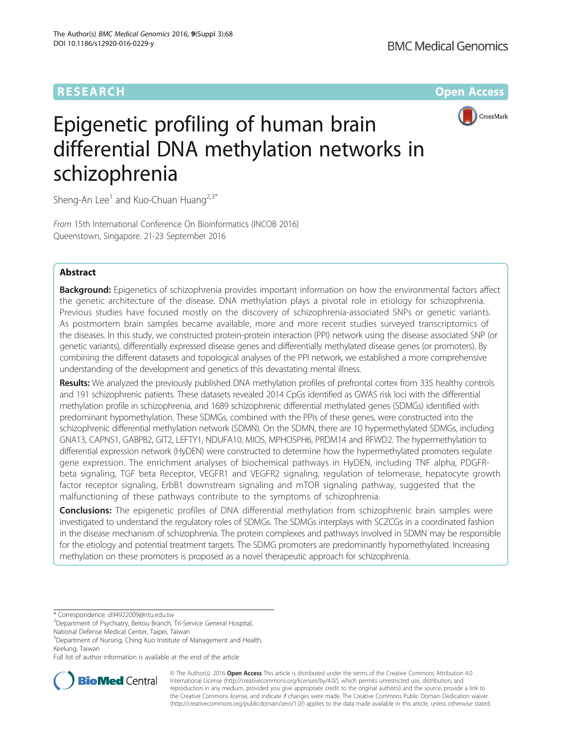# Epigenetic profiling of human brain differential DNA methylation networks in schizophrenia

Sheng-An Lee[1] and Kuo-Chuan Huang[2,3*]

*From* 15th International Conference On Bioinformatics (INCOB 2016)
Queenstown, Singapore. 21-23 September 2016

## Abstract

**Background:** Epigenetics of schizophrenia provides important information on how the environmental factors affect the genetic architecture of the disease. DNA methylation plays a pivotal role in etiology for schizophrenia. Previous studies have focused mostly on the discovery of schizophrenia-associated SNPs or genetic variants. As postmortem brain samples became available, more and more recent studies surveyed transcriptomics of the diseases. In this study, we constructed protein-protein interaction (PPI) network using the disease associated SNP (or genetic variants), differentially expressed disease genes and differentially methylated disease genes (or promoters). By combining the different datasets and topological analyses of the PPI network, we established a more comprehensive understanding of the development and genetics of this devastating mental illness.

**Results:** We analyzed the previously published DNA methylation profiles of prefrontal cortex from 335 healthy controls and 191 schizophrenic patients. These datasets revealed 2014 CpGs identified as GWAS risk loci with the differential methylation profile in schizophrenia, and 1689 schizophrenic differential methylated genes (SDMGs) identified with predominant hypomethylation. These SDMGs, combined with the PPIs of these genes, were constructed into the schizophrenic differential methylation network (SDMN). On the SDMN, there are 10 hypermethylated SDMGs, including GNA13, CAPNS1, GABPB2, GIT2, LEFTY1, NDUFA10, MIOS, MPHOSPH6, PRDM14 and RFWD2. The hypermethylation to differential expression network (HyDEN) were constructed to determine how the hypermethylated promoters regulate gene expression. The enrichment analyses of biochemical pathways in HyDEN, including TNF alpha, PDGFR-beta signaling, TGF beta Receptor, VEGFR1 and VEGFR2 signaling, regulation of telomerase, hepatocyte growth factor receptor signaling, ErbB1 downstream signaling and mTOR signaling pathway, suggested that the malfunctioning of these pathways contribute to the symptoms of schizophrenia.

**Conclusions:** The epigenetic profiles of DNA differential methylation from schizophrenic brain samples were investigated to understand the regulatory roles of SDMGs. The SDMGs interplays with SCZCGs in a coordinated fashion in the disease mechanism of schizophrenia. The protein complexes and pathways involved in SDMN may be responsible for the etiology and potential treatment targets. The SDMG promoters are predominantly hypomethylated. Increasing methylation on these promoters is proposed as a novel therapeutic approach for schizophrenia.

\* Correspondence: d94922009@ntu.edu.tw
[2]Department of Psychiatry, Beitou Branch, Tri-Service General Hospital, National Defense Medical Center, Taipei, Taiwan
[3]Department of Nursing, Ching Kuo Institute of Management and Health, Keelung, Taiwan
Full list of author information is available at the end of the article

© The Author(s). 2016 **Open Access** This article is distributed under the terms of the Creative Commons Attribution 4.0 International License (http://creativecommons.org/licenses/by/4.0/), which permits unrestricted use, distribution, and reproduction in any medium, provided you give appropriate credit to the original author(s) and the source, provide a link to the Creative Commons license, and indicate if changes were made. The Creative Commons Public Domain Dedication waiver (http://creativecommons.org/publicdomain/zero/1.0/) applies to the data made available in this article, unless otherwise stated.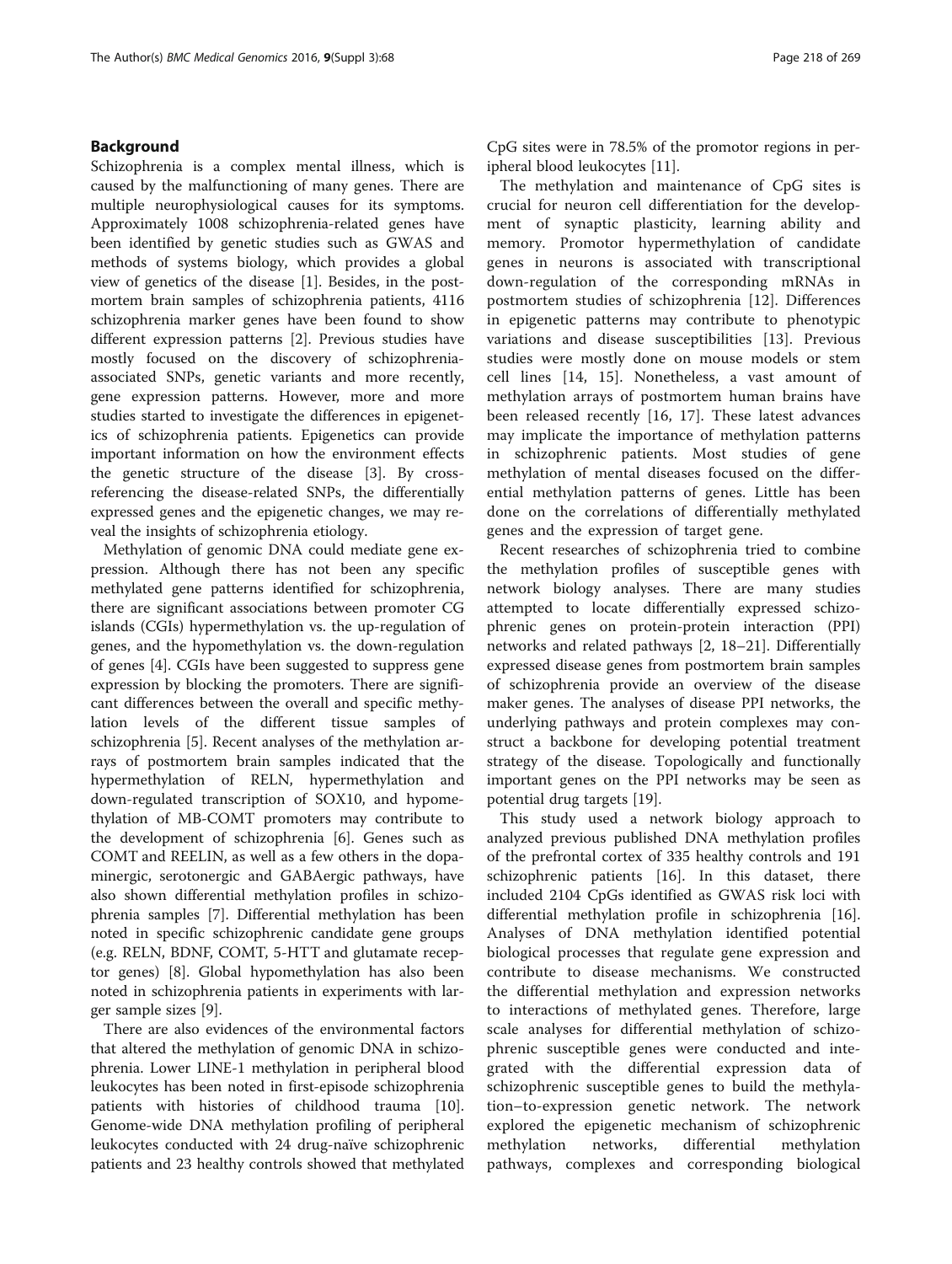## Background

Schizophrenia is a complex mental illness, which is caused by the malfunctioning of many genes. There are multiple neurophysiological causes for its symptoms. Approximately 1008 schizophrenia-related genes have been identified by genetic studies such as GWAS and methods of systems biology, which provides a global view of genetics of the disease [1]. Besides, in the postmortem brain samples of schizophrenia patients, 4116 schizophrenia marker genes have been found to show different expression patterns [2]. Previous studies have mostly focused on the discovery of schizophrenia-associated SNPs, genetic variants and more recently, gene expression patterns. However, more and more studies started to investigate the differences in epigenetics of schizophrenia patients. Epigenetics can provide important information on how the environment effects the genetic structure of the disease [3]. By cross-referencing the disease-related SNPs, the differentially expressed genes and the epigenetic changes, we may reveal the insights of schizophrenia etiology.

Methylation of genomic DNA could mediate gene expression. Although there has not been any specific methylated gene patterns identified for schizophrenia, there are significant associations between promoter CG islands (CGIs) hypermethylation vs. the up-regulation of genes, and the hypomethylation vs. the down-regulation of genes [4]. CGIs have been suggested to suppress gene expression by blocking the promoters. There are significant differences between the overall and specific methylation levels of the different tissue samples of schizophrenia [5]. Recent analyses of the methylation arrays of postmortem brain samples indicated that the hypermethylation of RELN, hypermethylation and down-regulated transcription of SOX10, and hypomethylation of MB-COMT promoters may contribute to the development of schizophrenia [6]. Genes such as COMT and REELIN, as well as a few others in the dopaminergic, serotonergic and GABAergic pathways, have also shown differential methylation profiles in schizophrenia samples [7]. Differential methylation has been noted in specific schizophrenic candidate gene groups (e.g. RELN, BDNF, COMT, 5-HTT and glutamate receptor genes) [8]. Global hypomethylation has also been noted in schizophrenia patients in experiments with larger sample sizes [9].

There are also evidences of the environmental factors that altered the methylation of genomic DNA in schizophrenia. Lower LINE-1 methylation in peripheral blood leukocytes has been noted in first-episode schizophrenia patients with histories of childhood trauma [10]. Genome-wide DNA methylation profiling of peripheral leukocytes conducted with 24 drug-naïve schizophrenic patients and 23 healthy controls showed that methylated CpG sites were in 78.5% of the promotor regions in peripheral blood leukocytes [11].

The methylation and maintenance of CpG sites is crucial for neuron cell differentiation for the development of synaptic plasticity, learning ability and memory. Promotor hypermethylation of candidate genes in neurons is associated with transcriptional down-regulation of the corresponding mRNAs in postmortem studies of schizophrenia [12]. Differences in epigenetic patterns may contribute to phenotypic variations and disease susceptibilities [13]. Previous studies were mostly done on mouse models or stem cell lines [14, 15]. Nonetheless, a vast amount of methylation arrays of postmortem human brains have been released recently [16, 17]. These latest advances may implicate the importance of methylation patterns in schizophrenic patients. Most studies of gene methylation of mental diseases focused on the differential methylation patterns of genes. Little has been done on the correlations of differentially methylated genes and the expression of target gene.

Recent researches of schizophrenia tried to combine the methylation profiles of susceptible genes with network biology analyses. There are many studies attempted to locate differentially expressed schizophrenic genes on protein-protein interaction (PPI) networks and related pathways [2, 18–21]. Differentially expressed disease genes from postmortem brain samples of schizophrenia provide an overview of the disease maker genes. The analyses of disease PPI networks, the underlying pathways and protein complexes may construct a backbone for developing potential treatment strategy of the disease. Topologically and functionally important genes on the PPI networks may be seen as potential drug targets [19].

This study used a network biology approach to analyzed previous published DNA methylation profiles of the prefrontal cortex of 335 healthy controls and 191 schizophrenic patients [16]. In this dataset, there included 2104 CpGs identified as GWAS risk loci with differential methylation profile in schizophrenia [16]. Analyses of DNA methylation identified potential biological processes that regulate gene expression and contribute to disease mechanisms. We constructed the differential methylation and expression networks to interactions of methylated genes. Therefore, large scale analyses for differential methylation of schizophrenic susceptible genes were conducted and integrated with the differential expression data of schizophrenic susceptible genes to build the methylation–to-expression genetic network. The network explored the epigenetic mechanism of schizophrenic methylation networks, differential methylation pathways, complexes and corresponding biological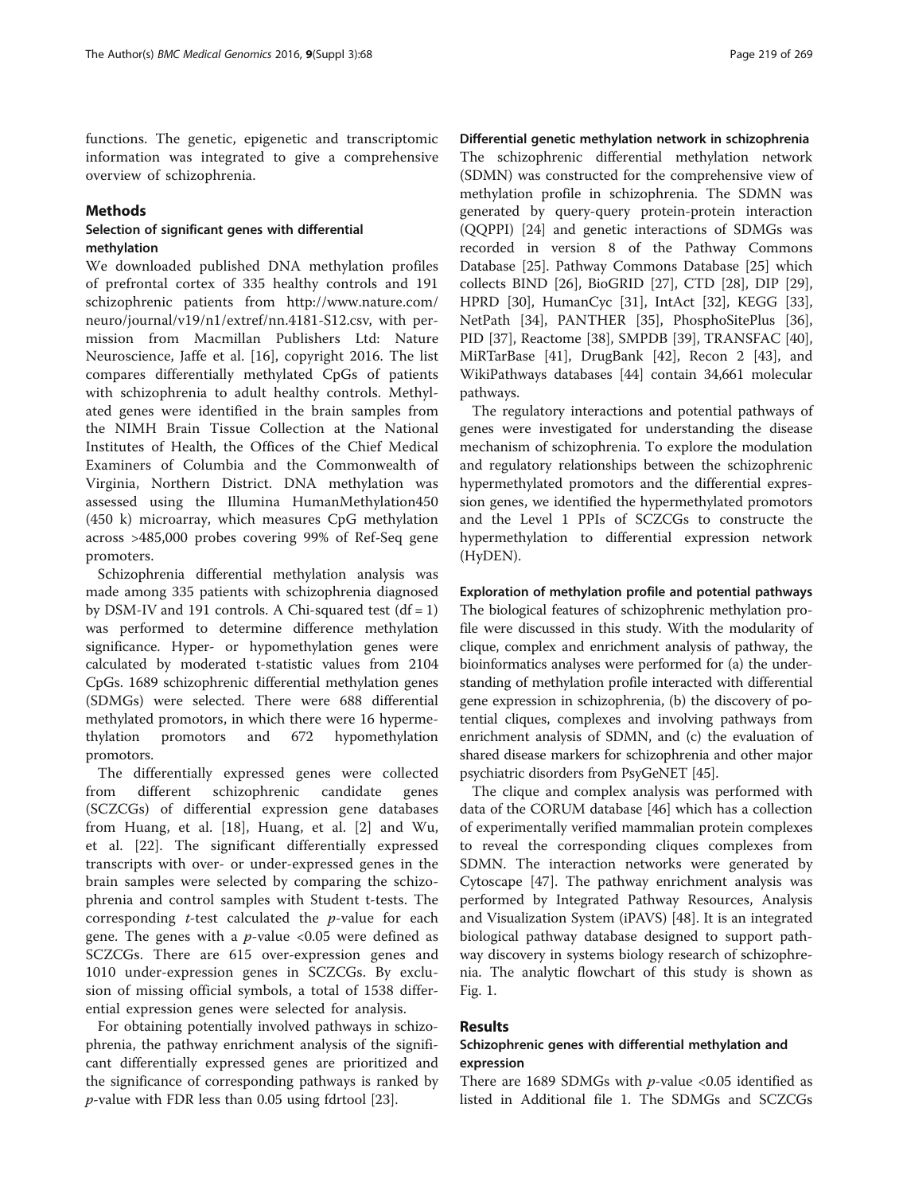functions. The genetic, epigenetic and transcriptomic information was integrated to give a comprehensive overview of schizophrenia.

## Methods

### Selection of significant genes with differential methylation

We downloaded published DNA methylation profiles of prefrontal cortex of 335 healthy controls and 191 schizophrenic patients from http://www.nature.com/neuro/journal/v19/n1/extref/nn.4181-S12.csv, with permission from Macmillan Publishers Ltd: Nature Neuroscience, Jaffe et al. [16], copyright 2016. The list compares differentially methylated CpGs of patients with schizophrenia to adult healthy controls. Methylated genes were identified in the brain samples from the NIMH Brain Tissue Collection at the National Institutes of Health, the Offices of the Chief Medical Examiners of Columbia and the Commonwealth of Virginia, Northern District. DNA methylation was assessed using the Illumina HumanMethylation450 (450 k) microarray, which measures CpG methylation across >485,000 probes covering 99% of Ref-Seq gene promoters.

Schizophrenia differential methylation analysis was made among 335 patients with schizophrenia diagnosed by DSM-IV and 191 controls. A Chi-squared test (df = 1) was performed to determine difference methylation significance. Hyper- or hypomethylation genes were calculated by moderated t-statistic values from 2104 CpGs. 1689 schizophrenic differential methylation genes (SDMGs) were selected. There were 688 differential methylated promotors, in which there were 16 hypermethylation promotors and 672 hypomethylation promotors.

The differentially expressed genes were collected from different schizophrenic candidate genes (SCZCGs) of differential expression gene databases from Huang, et al. [18], Huang, et al. [2] and Wu, et al. [22]. The significant differentially expressed transcripts with over- or under-expressed genes in the brain samples were selected by comparing the schizophrenia and control samples with Student t-tests. The corresponding *t*-test calculated the *p*-value for each gene. The genes with a $p$-value $<0.05$ were defined as SCZCGs. There are 615 over-expression genes and 1010 under-expression genes in SCZCGs. By exclusion of missing official symbols, a total of 1538 differential expression genes were selected for analysis.

For obtaining potentially involved pathways in schizophrenia, the pathway enrichment analysis of the significant differentially expressed genes are prioritized and the significance of corresponding pathways is ranked by *p*-value with FDR less than 0.05 using fdrtool [23].

### Differential genetic methylation network in schizophrenia

The schizophrenic differential methylation network (SDMN) was constructed for the comprehensive view of methylation profile in schizophrenia. The SDMN was generated by query-query protein-protein interaction (QQPPI) [24] and genetic interactions of SDMGs was recorded in version 8 of the Pathway Commons Database [25]. Pathway Commons Database [25] which collects BIND [26], BioGRID [27], CTD [28], DIP [29], HPRD [30], HumanCyc [31], IntAct [32], KEGG [33], NetPath [34], PANTHER [35], PhosphoSitePlus [36], PID [37], Reactome [38], SMPDB [39], TRANSFAC [40], MiRTarBase [41], DrugBank [42], Recon 2 [43], and WikiPathways databases [44] contain 34,661 molecular pathways.

The regulatory interactions and potential pathways of genes were investigated for understanding the disease mechanism of schizophrenia. To explore the modulation and regulatory relationships between the schizophrenic hypermethylated promotors and the differential expression genes, we identified the hypermethylated promotors and the Level 1 PPIs of SCZCGs to constructe the hypermethylation to differential expression network (HyDEN).

### Exploration of methylation profile and potential pathways

The biological features of schizophrenic methylation profile were discussed in this study. With the modularity of clique, complex and enrichment analysis of pathway, the bioinformatics analyses were performed for (a) the understanding of methylation profile interacted with differential gene expression in schizophrenia, (b) the discovery of potential cliques, complexes and involving pathways from enrichment analysis of SDMN, and (c) the evaluation of shared disease markers for schizophrenia and other major psychiatric disorders from PsyGeNET [45].

The clique and complex analysis was performed with data of the CORUM database [46] which has a collection of experimentally verified mammalian protein complexes to reveal the corresponding cliques complexes from SDMN. The interaction networks were generated by Cytoscape [47]. The pathway enrichment analysis was performed by Integrated Pathway Resources, Analysis and Visualization System (iPAVS) [48]. It is an integrated biological pathway database designed to support pathway discovery in systems biology research of schizophrenia. The analytic flowchart of this study is shown as Fig. 1.

## Results

### Schizophrenic genes with differential methylation and expression

There are 1689 SDMGs with $p$-value $<0.05$ identified as listed in Additional file 1. The SDMGs and SCZCGs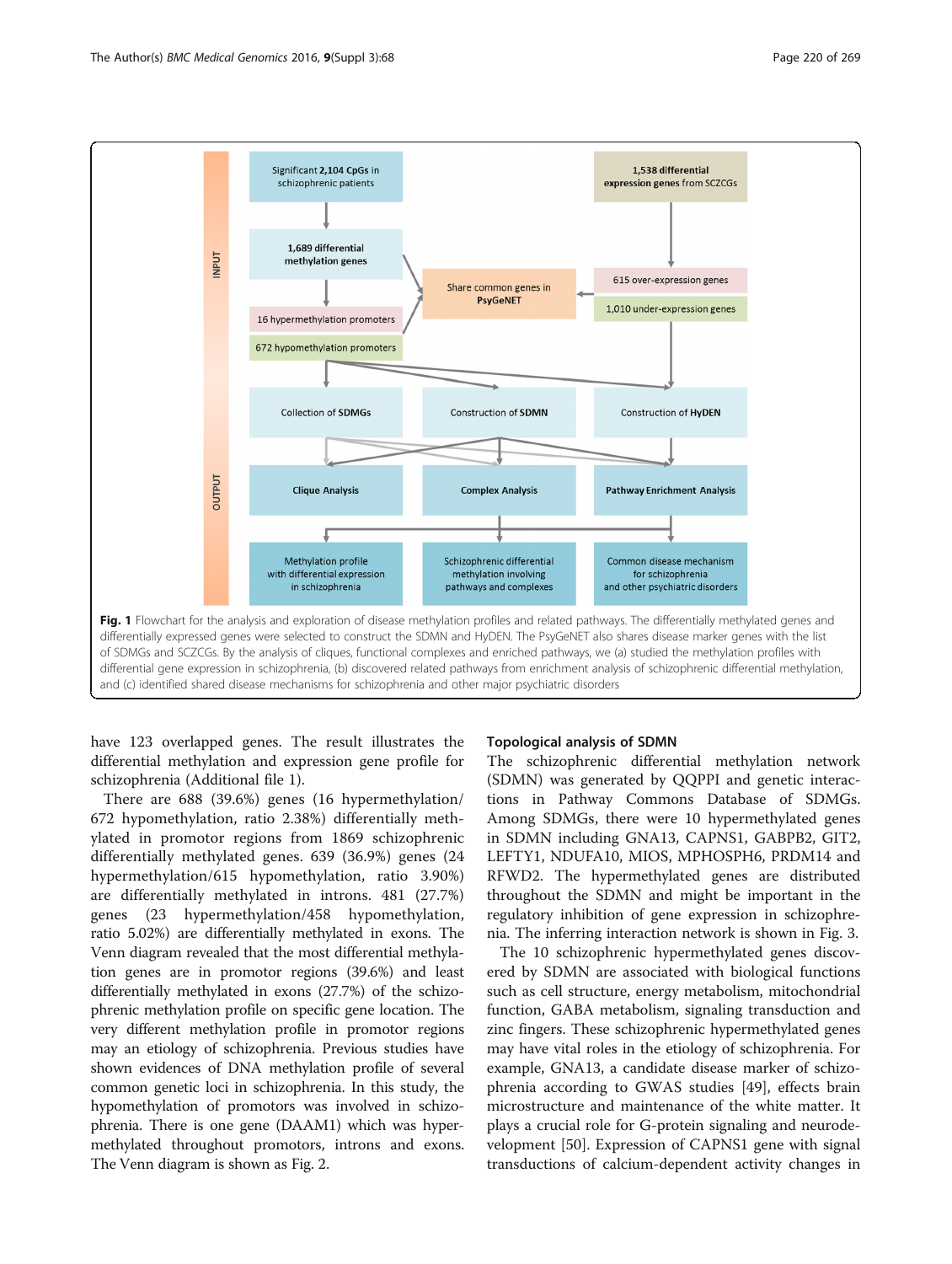**Fig. 1** Flowchart for the analysis and exploration of disease methylation profiles and related pathways. The differentially methylated genes and differentially expressed genes were selected to construct the SDMN and HyDEN. The PsyGeNET also shares disease marker genes with the list of SDMGs and SCZCGs. By the analysis of cliques, functional complexes and enriched pathways, we (a) studied the methylation profiles with differential gene expression in schizophrenia, (b) discovered related pathways from enrichment analysis of schizophrenic differential methylation, and (c) identified shared disease mechanisms for schizophrenia and other major psychiatric disorders

have 123 overlapped genes. The result illustrates the differential methylation and expression gene profile for schizophrenia (Additional file 1).

There are 688 (39.6%) genes (16 hypermethylation/672 hypomethylation, ratio 2.38%) differentially methylated in promotor regions from 1869 schizophrenic differentially methylated genes. 639 (36.9%) genes (24 hypermethylation/615 hypomethylation, ratio 3.90%) are differentially methylated in introns. 481 (27.7%) genes (23 hypermethylation/458 hypomethylation, ratio 5.02%) are differentially methylated in exons. The Venn diagram revealed that the most differential methylation genes are in promotor regions (39.6%) and least differentially methylated in exons (27.7%) of the schizophrenic methylation profile on specific gene location. The very different methylation profile in promotor regions may an etiology of schizophrenia. Previous studies have shown evidences of DNA methylation profile of several common genetic loci in schizophrenia. In this study, the hypomethylation of promotors was involved in schizophrenia. There is one gene (DAAM1) which was hypermethylated throughout promotors, introns and exons. The Venn diagram is shown as Fig. 2.

### Topological analysis of SDMN

The schizophrenic differential methylation network (SDMN) was generated by QQPPI and genetic interactions in Pathway Commons Database of SDMGs. Among SDMGs, there were 10 hypermethylated genes in SDMN including GNA13, CAPNS1, GABPB2, GIT2, LEFTY1, NDUFA10, MIOS, MPHOSPH6, PRDM14 and RFWD2. The hypermethylated genes are distributed throughout the SDMN and might be important in the regulatory inhibition of gene expression in schizophrenia. The inferring interaction network is shown in Fig. 3.

The 10 schizophrenic hypermethylated genes discovered by SDMN are associated with biological functions such as cell structure, energy metabolism, mitochondrial function, GABA metabolism, signaling transduction and zinc fingers. These schizophrenic hypermethylated genes may have vital roles in the etiology of schizophrenia. For example, GNA13, a candidate disease marker of schizophrenia according to GWAS studies [49], effects brain microstructure and maintenance of the white matter. It plays a crucial role for G-protein signaling and neurodevelopment [50]. Expression of CAPNS1 gene with signal transductions of calcium-dependent activity changes in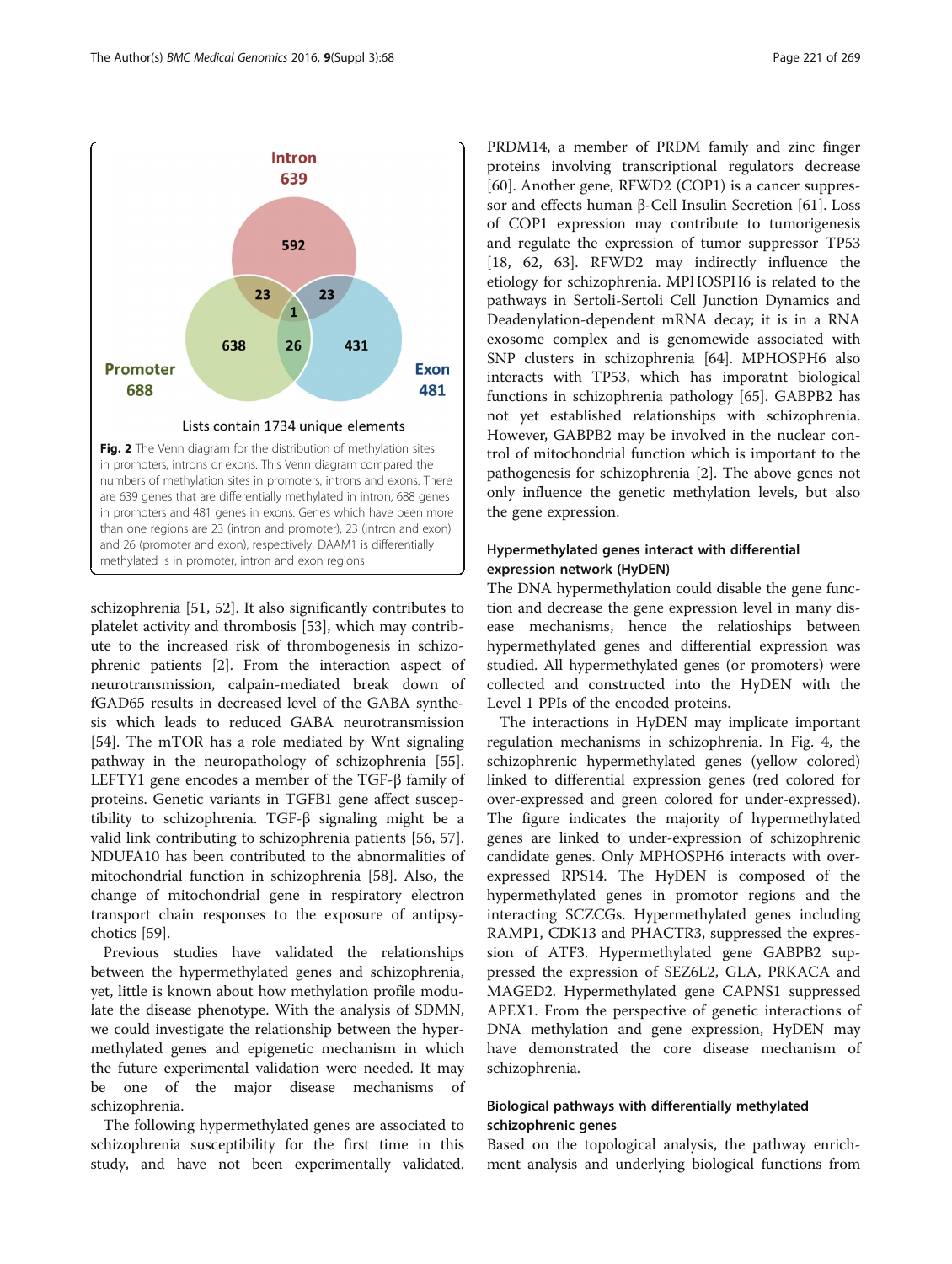Intron
639

592

23

23

1

638

26

431

Promoter
688

Exon
481

Lists contain 1734 unique elements

**Fig. 2** The Venn diagram for the distribution of methylation sites in promoters, introns or exons. This Venn diagram compared the numbers of methylation sites in promoters, introns and exons. There are 639 genes that are differentially methylated in intron, 688 genes in promoters and 481 genes in exons. Genes which have been more than one regions are 23 (intron and promoter), 23 (intron and exon) and 26 (promoter and exon), respectively. DAAM1 is differentially methylated is in promoter, intron and exon regions

schizophrenia [51, 52]. It also significantly contributes to platelet activity and thrombosis [53], which may contribute to the increased risk of thrombogenesis in schizophrenic patients [2]. From the interaction aspect of neurotransmission, calpain-mediated break down of fGAD65 results in decreased level of the GABA synthesis which leads to reduced GABA neurotransmission [54]. The mTOR has a role mediated by Wnt signaling pathway in the neuropathology of schizophrenia [55]. LEFTY1 gene encodes a member of the TGF-β family of proteins. Genetic variants in TGFB1 gene affect susceptibility to schizophrenia. TGF-β signaling might be a valid link contributing to schizophrenia patients [56, 57]. NDUFA10 has been contributed to the abnormalities of mitochondrial function in schizophrenia [58]. Also, the change of mitochondrial gene in respiratory electron transport chain responses to the exposure of antipsychotics [59].

Previous studies have validated the relationships between the hypermethylated genes and schizophrenia, yet, little is known about how methylation profile modulate the disease phenotype. With the analysis of SDMN, we could investigate the relationship between the hypermethylated genes and epigenetic mechanism in which the future experimental validation were needed. It may be one of the major disease mechanisms of schizophrenia.

The following hypermethylated genes are associated to schizophrenia susceptibility for the first time in this study, and have not been experimentally validated. PRDM14, a member of PRDM family and zinc finger proteins involving transcriptional regulators decrease [60]. Another gene, RFWD2 (COP1) is a cancer suppressor and effects human β-Cell Insulin Secretion [61]. Loss of COP1 expression may contribute to tumorigenesis and regulate the expression of tumor suppressor TP53 [18, 62, 63]. RFWD2 may indirectly influence the etiology for schizophrenia. MPHOSPH6 is related to the pathways in Sertoli-Sertoli Cell Junction Dynamics and Deadenylation-dependent mRNA decay; it is in a RNA exosome complex and is genomewide associated with SNP clusters in schizophrenia [64]. MPHOSPH6 also interacts with TP53, which has imporatnt biological functions in schizophrenia pathology [65]. GABPB2 has not yet established relationships with schizophrenia. However, GABPB2 may be involved in the nuclear control of mitochondrial function which is important to the pathogenesis for schizophrenia [2]. The above genes not only influence the genetic methylation levels, but also the gene expression.

## Hypermethylated genes interact with differential expression network (HyDEN)

The DNA hypermethylation could disable the gene function and decrease the gene expression level in many disease mechanisms, hence the relatioships between hypermethylated genes and differential expression was studied. All hypermethylated genes (or promoters) were collected and constructed into the HyDEN with the Level 1 PPIs of the encoded proteins.

The interactions in HyDEN may implicate important regulation mechanisms in schizophrenia. In Fig. 4, the schizophrenic hypermethylated genes (yellow colored) linked to differential expression genes (red colored for over-expressed and green colored for under-expressed). The figure indicates the majority of hypermethylated genes are linked to under-expression of schizophrenic candidate genes. Only MPHOSPH6 interacts with over-expressed RPS14. The HyDEN is composed of the hypermethylated genes in promotor regions and the interacting SCZCGs. Hypermethylated genes including RAMP1, CDK13 and PHACTR3, suppressed the expression of ATF3. Hypermethylated gene GABPB2 suppressed the expression of SEZ6L2, GLA, PRKACA and MAGED2. Hypermethylated gene CAPNS1 suppressed APEX1. From the perspective of genetic interactions of DNA methylation and gene expression, HyDEN may have demonstrated the core disease mechanism of schizophrenia.

## Biological pathways with differentially methylated schizophrenic genes

Based on the topological analysis, the pathway enrichment analysis and underlying biological functions from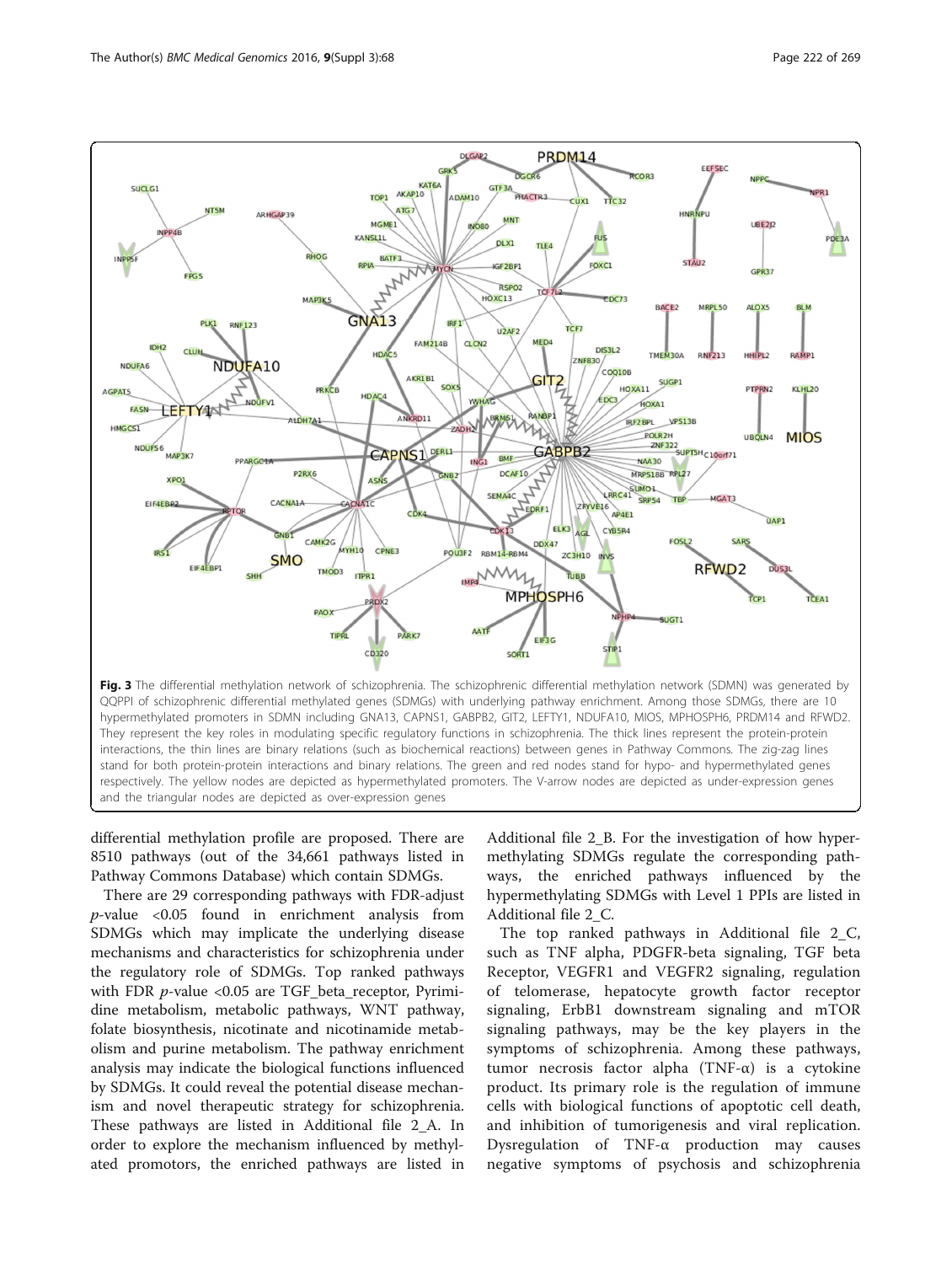Fig. 3 The differential methylation network of schizophrenia. The schizophrenic differential methylation network (SDMN) was generated by QQPPI of schizophrenic differential methylated genes (SDMGs) with underlying pathway enrichment. Among those SDMGs, there are 10 hypermethylated promoters in SDMN including GNA13, CAPNS1, GABPB2, GIT2, LEFTY1, NDUFA10, MIOS, MPHOSPH6, PRDM14 and RFWD2. They represent the key roles in modulating specific regulatory functions in schizophrenia. The thick lines represent the protein-protein interactions, the thin lines are binary relations (such as biochemical reactions) between genes in Pathway Commons. The zig-zag lines stand for both protein-protein interactions and binary relations. The green and red nodes stand for hypo- and hypermethylated genes respectively. The yellow nodes are depicted as hypermethylated promoters. The V-arrow nodes are depicted as under-expression genes and the triangular nodes are depicted as over-expression genes

differential methylation profile are proposed. There are 8510 pathways (out of the 34,661 pathways listed in Pathway Commons Database) which contain SDMGs.

There are 29 corresponding pathways with FDR-adjust *p*-value <0.05 found in enrichment analysis from SDMGs which may implicate the underlying disease mechanisms and characteristics for schizophrenia under the regulatory role of SDMGs. Top ranked pathways with FDR *p*-value <0.05 are TGF_beta_receptor, Pyrimidine metabolism, metabolic pathways, WNT pathway, folate biosynthesis, nicotinate and nicotinamide metabolism and purine metabolism. The pathway enrichment analysis may indicate the biological functions influenced by SDMGs. It could reveal the potential disease mechanism and novel therapeutic strategy for schizophrenia. These pathways are listed in Additional file 2_A. In order to explore the mechanism influenced by methylated promotors, the enriched pathways are listed in Additional file 2_B. For the investigation of how hypermethylating SDMGs regulate the corresponding pathways, the enriched pathways influenced by the hypermethylating SDMGs with Level 1 PPIs are listed in Additional file 2_C.

The top ranked pathways in Additional file 2_C, such as TNF alpha, PDGFR-beta signaling, TGF beta Receptor, VEGFR1 and VEGFR2 signaling, regulation of telomerase, hepatocyte growth factor receptor signaling, ErbB1 downstream signaling and mTOR signaling pathways, may be the key players in the symptoms of schizophrenia. Among these pathways, tumor necrosis factor alpha (TNF-α) is a cytokine product. Its primary role is the regulation of immune cells with biological functions of apoptotic cell death, and inhibition of tumorigenesis and viral replication. Dysregulation of TNF-α production may causes negative symptoms of psychosis and schizophrenia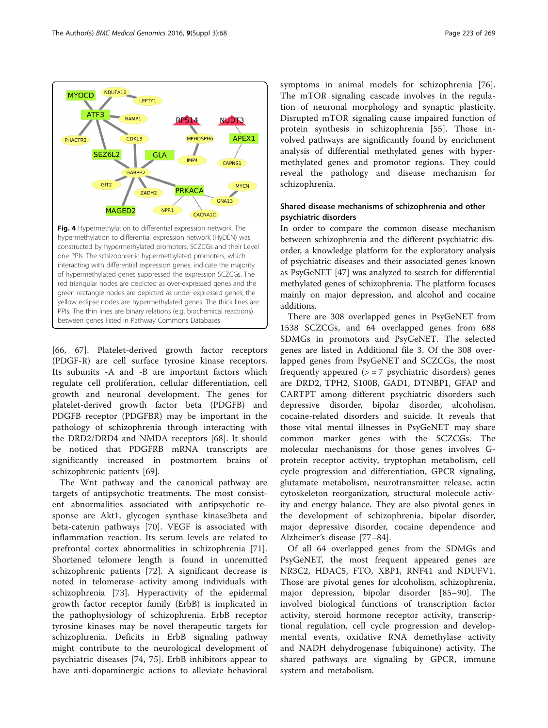**Fig. 4** Hypermethylation to differential expression network. The hypermethylation to differential expression network (HyDEN) was constructed by hypermethylated promoters, SCZCGs and their Level one PPIs. The schizophrenic hypermethylated promoters, which interacting with differential expression genes, indicate the majority of hypermethylated genes suppressed the expression SCZCGs. The red triangular nodes are depicted as over-expressed genes and the green rectangle nodes are depicted as under-expressed genes, the yellow eclipse nodes are hypermethylated genes. The thick lines are PPIs. The thin lines are binary relations (e.g. biochemical reactions) between genes listed in Pathway Commons Databases

[66, 67]. Platelet-derived growth factor receptors (PDGF-R) are cell surface tyrosine kinase receptors. Its subunits -A and -B are important factors which regulate cell proliferation, cellular differentiation, cell growth and neuronal development. The genes for platelet-derived growth factor beta (PDGFB) and PDGFB receptor (PDGFBR) may be important in the pathology of schizophrenia through interacting with the DRD2/DRD4 and NMDA receptors [68]. It should be noticed that PDGFRB mRNA transcripts are significantly increased in postmortem brains of schizophrenic patients [69].

The Wnt pathway and the canonical pathway are targets of antipsychotic treatments. The most consistent abnormalities associated with antipsychotic response are Akt1, glycogen synthase kinase3beta and beta-catenin pathways [70]. VEGF is associated with inflammation reaction. Its serum levels are related to prefrontal cortex abnormalities in schizophrenia [71]. Shortened telomere length is found in unremitted schizophrenic patients [72]. A significant decrease is noted in telomerase activity among individuals with schizophrenia [73]. Hyperactivity of the epidermal growth factor receptor family (ErbB) is implicated in the pathophysiology of schizophrenia. ErbB receptor tyrosine kinases may be novel therapeutic targets for schizophrenia. Deficits in ErbB signaling pathway might contribute to the neurological development of psychiatric diseases [74, 75]. ErbB inhibitors appear to have anti-dopaminergic actions to alleviate behavioral symptoms in animal models for schizophrenia [76]. The mTOR signaling cascade involves in the regulation of neuronal morphology and synaptic plasticity. Disrupted mTOR signaling cause impaired function of protein synthesis in schizophrenia [55]. Those involved pathways are significantly found by enrichment analysis of differential methylated genes with hypermethylated genes and promotor regions. They could reveal the pathology and disease mechanism for schizophrenia.

### Shared disease mechanisms of schizophrenia and other psychiatric disorders

In order to compare the common disease mechanism between schizophrenia and the different psychiatric disorder, a knowledge platform for the exploratory analysis of psychiatric diseases and their associated genes known as PsyGeNET [47] was analyzed to search for differential methylated genes of schizophrenia. The platform focuses mainly on major depression, and alcohol and cocaine additions.

There are 308 overlapped genes in PsyGeNET from 1538 SCZCGs, and 64 overlapped genes from 688 SDMGs in promotors and PsyGeNET. The selected genes are listed in Additional file 3. Of the 308 overlapped genes from PsyGeNET and SCZCGs, the most frequently appeared (> = 7 psychiatric disorders) genes are DRD2, TPH2, S100B, GAD1, DTNBP1, GFAP and CARTPT among different psychiatric disorders such depressive disorder, bipolar disorder, alcoholism, cocaine-related disorders and suicide. It reveals that those vital mental illnesses in PsyGeNET may share common marker genes with the SCZCGs. The molecular mechanisms for those genes involves G-protein receptor activity, tryptophan metabolism, cell cycle progression and differentiation, GPCR signaling, glutamate metabolism, neurotransmitter release, actin cytoskeleton reorganization, structural molecule activity and energy balance. They are also pivotal genes in the development of schizophrenia, bipolar disorder, major depressive disorder, cocaine dependence and Alzheimer's disease [77–84].

Of all 64 overlapped genes from the SDMGs and PsyGeNET, the most frequent appeared genes are NR3C2, HDAC5, FTO, XBP1, RNF41 and NDUFV1. Those are pivotal genes for alcoholism, schizophrenia, major depression, bipolar disorder [85–90]. The involved biological functions of transcription factor activity, steroid hormone receptor activity, transcriptional regulation, cell cycle progression and developmental events, oxidative RNA demethylase activity and NADH dehydrogenase (ubiquinone) activity. The shared pathways are signaling by GPCR, immune system and metabolism.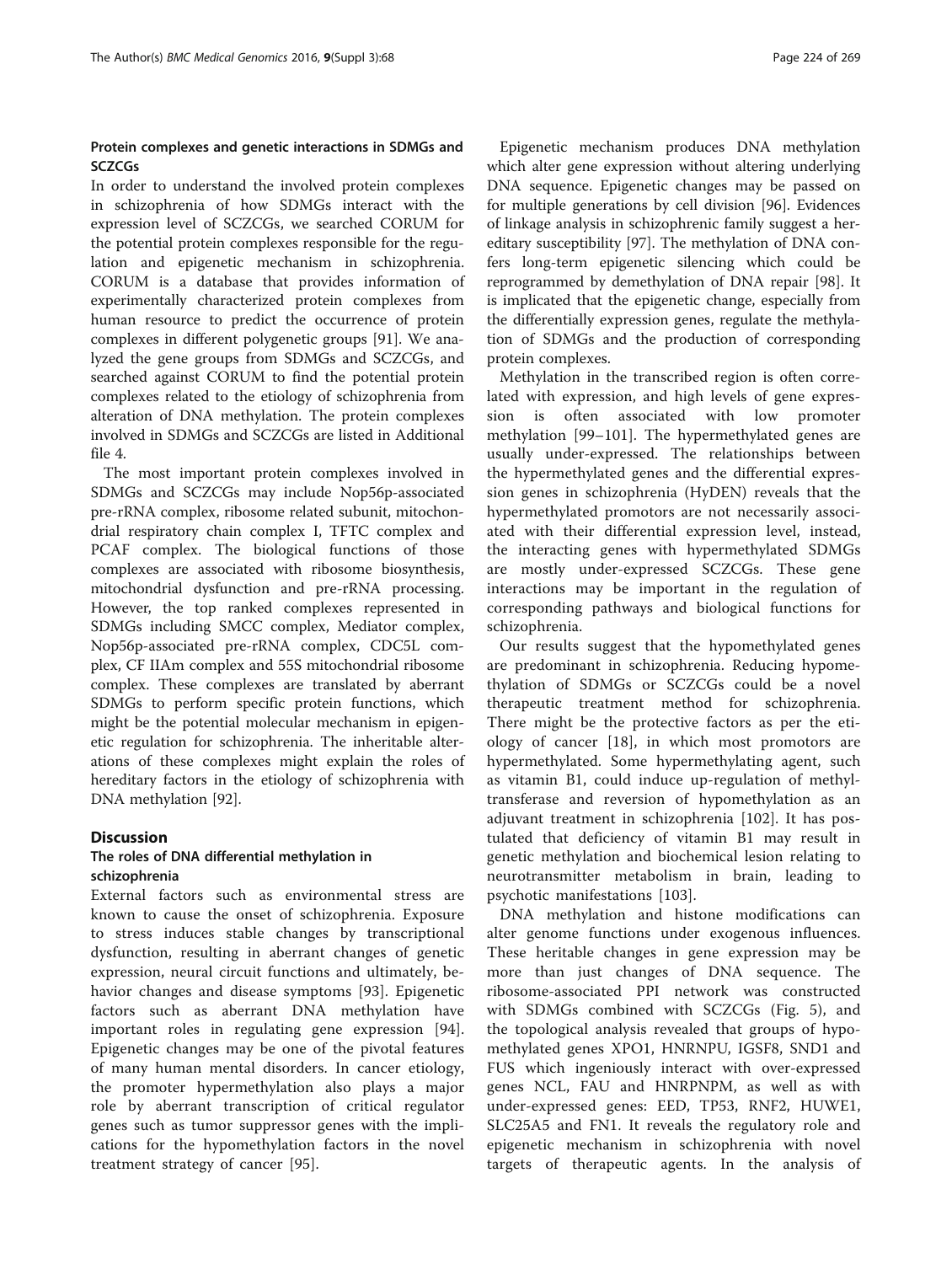### Protein complexes and genetic interactions in SDMGs and SCZCGs

In order to understand the involved protein complexes in schizophrenia of how SDMGs interact with the expression level of SCZCGs, we searched CORUM for the potential protein complexes responsible for the regulation and epigenetic mechanism in schizophrenia. CORUM is a database that provides information of experimentally characterized protein complexes from human resource to predict the occurrence of protein complexes in different polygenetic groups [91]. We analyzed the gene groups from SDMGs and SCZCGs, and searched against CORUM to find the potential protein complexes related to the etiology of schizophrenia from alteration of DNA methylation. The protein complexes involved in SDMGs and SCZCGs are listed in Additional file 4.

The most important protein complexes involved in SDMGs and SCZCGs may include Nop56p-associated pre-rRNA complex, ribosome related subunit, mitochondrial respiratory chain complex I, TFTC complex and PCAF complex. The biological functions of those complexes are associated with ribosome biosynthesis, mitochondrial dysfunction and pre-rRNA processing. However, the top ranked complexes represented in SDMGs including SMCC complex, Mediator complex, Nop56p-associated pre-rRNA complex, CDC5L complex, CF IIAm complex and 55S mitochondrial ribosome complex. These complexes are translated by aberrant SDMGs to perform specific protein functions, which might be the potential molecular mechanism in epigenetic regulation for schizophrenia. The inheritable alterations of these complexes might explain the roles of hereditary factors in the etiology of schizophrenia with DNA methylation [92].

## Discussion

### The roles of DNA differential methylation in schizophrenia

External factors such as environmental stress are known to cause the onset of schizophrenia. Exposure to stress induces stable changes by transcriptional dysfunction, resulting in aberrant changes of genetic expression, neural circuit functions and ultimately, behavior changes and disease symptoms [93]. Epigenetic factors such as aberrant DNA methylation have important roles in regulating gene expression [94]. Epigenetic changes may be one of the pivotal features of many human mental disorders. In cancer etiology, the promoter hypermethylation also plays a major role by aberrant transcription of critical regulator genes such as tumor suppressor genes with the implications for the hypomethylation factors in the novel treatment strategy of cancer [95].

Epigenetic mechanism produces DNA methylation which alter gene expression without altering underlying DNA sequence. Epigenetic changes may be passed on for multiple generations by cell division [96]. Evidences of linkage analysis in schizophrenic family suggest a hereditary susceptibility [97]. The methylation of DNA confers long-term epigenetic silencing which could be reprogrammed by demethylation of DNA repair [98]. It is implicated that the epigenetic change, especially from the differentially expression genes, regulate the methylation of SDMGs and the production of corresponding protein complexes.

Methylation in the transcribed region is often correlated with expression, and high levels of gene expression is often associated with low promoter methylation [99–101]. The hypermethylated genes are usually under-expressed. The relationships between the hypermethylated genes and the differential expression genes in schizophrenia (HyDEN) reveals that the hypermethylated promotors are not necessarily associated with their differential expression level, instead, the interacting genes with hypermethylated SDMGs are mostly under-expressed SCZCGs. These gene interactions may be important in the regulation of corresponding pathways and biological functions for schizophrenia.

Our results suggest that the hypomethylated genes are predominant in schizophrenia. Reducing hypomethylation of SDMGs or SCZCGs could be a novel therapeutic treatment method for schizophrenia. There might be the protective factors as per the etiology of cancer [18], in which most promotors are hypermethylated. Some hypermethylating agent, such as vitamin B1, could induce up-regulation of methyltransferase and reversion of hypomethylation as an adjuvant treatment in schizophrenia [102]. It has postulated that deficiency of vitamin B1 may result in genetic methylation and biochemical lesion relating to neurotransmitter metabolism in brain, leading to psychotic manifestations [103].

DNA methylation and histone modifications can alter genome functions under exogenous influences. These heritable changes in gene expression may be more than just changes of DNA sequence. The ribosome-associated PPI network was constructed with SDMGs combined with SCZCGs (Fig. 5), and the topological analysis revealed that groups of hypomethylated genes XPO1, HNRNPU, IGSF8, SND1 and FUS which ingeniously interact with over-expressed genes NCL, FAU and HNRPNPM, as well as with under-expressed genes: EED, TP53, RNF2, HUWE1, SLC25A5 and FN1. It reveals the regulatory role and epigenetic mechanism in schizophrenia with novel targets of therapeutic agents. In the analysis of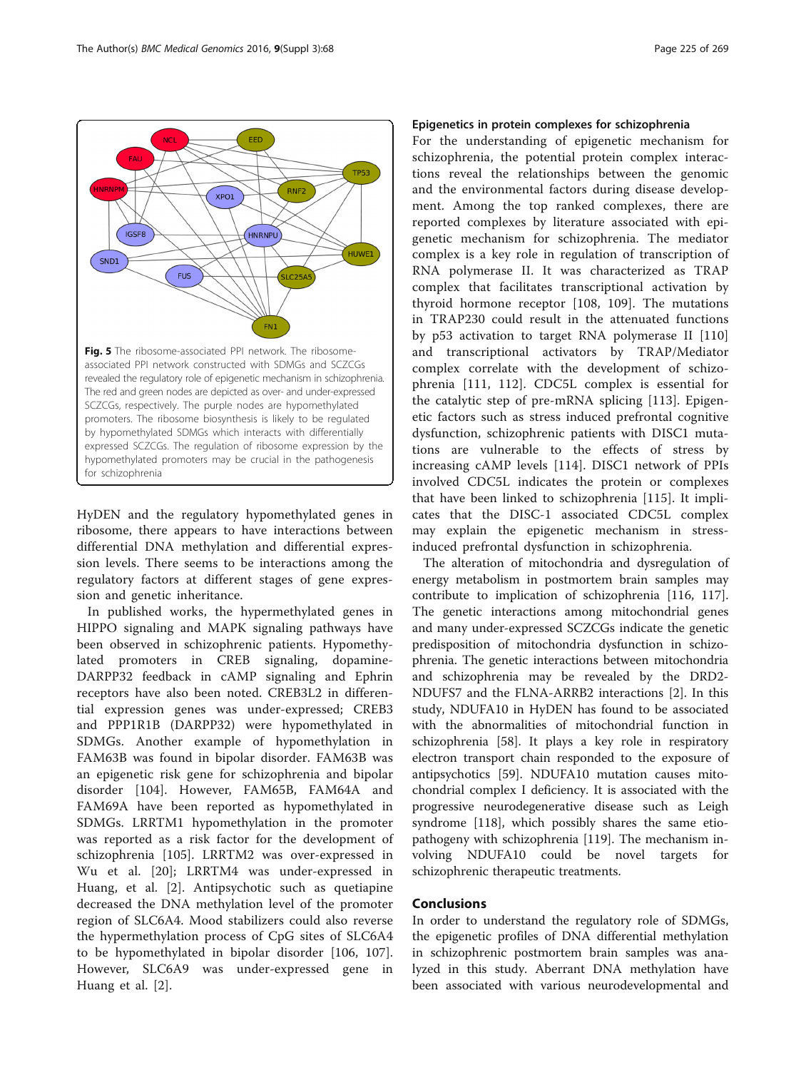Fig. 5 The ribosome-associated PPI network. The ribosome-associated PPI network constructed with SDMGs and SCZCGs revealed the regulatory role of epigenetic mechanism in schizophrenia. The red and green nodes are depicted as over- and under-expressed SCZCGs, respectively. The purple nodes are hypomethylated promoters. The ribosome biosynthesis is likely to be regulated by hypomethylated SDMGs which interacts with differentially expressed SCZCGs. The regulation of ribosome expression by the hypomethylated promoters may be crucial in the pathogenesis for schizophrenia

HyDEN and the regulatory hypomethylated genes in ribosome, there appears to have interactions between differential DNA methylation and differential expression levels. There seems to be interactions among the regulatory factors at different stages of gene expression and genetic inheritance.

In published works, the hypermethylated genes in HIPPO signaling and MAPK signaling pathways have been observed in schizophrenic patients. Hypomethylated promoters in CREB signaling, dopamine-DARPP32 feedback in cAMP signaling and Ephrin receptors have also been noted. CREB3L2 in differential expression genes was under-expressed; CREB3 and PPP1R1B (DARPP32) were hypomethylated in SDMGs. Another example of hypomethylation in FAM63B was found in bipolar disorder. FAM63B was an epigenetic risk gene for schizophrenia and bipolar disorder [104]. However, FAM65B, FAM64A and FAM69A have been reported as hypomethylated in SDMGs. LRRTM1 hypomethylation in the promoter was reported as a risk factor for the development of schizophrenia [105]. LRRTM2 was over-expressed in Wu et al. [20]; LRRTM4 was under-expressed in Huang, et al. [2]. Antipsychotic such as quetiapine decreased the DNA methylation level of the promoter region of SLC6A4. Mood stabilizers could also reverse the hypermethylation process of CpG sites of SLC6A4 to be hypomethylated in bipolar disorder [106, 107]. However, SLC6A9 was under-expressed gene in Huang et al. [2].

### Epigenetics in protein complexes for schizophrenia

For the understanding of epigenetic mechanism for schizophrenia, the potential protein complex interactions reveal the relationships between the genomic and the environmental factors during disease development. Among the top ranked complexes, there are reported complexes by literature associated with epigenetic mechanism for schizophrenia. The mediator complex is a key role in regulation of transcription of RNA polymerase II. It was characterized as TRAP complex that facilitates transcriptional activation by thyroid hormone receptor [108, 109]. The mutations in TRAP230 could result in the attenuated functions by p53 activation to target RNA polymerase II [110] and transcriptional activators by TRAP/Mediator complex correlate with the development of schizophrenia [111, 112]. CDC5L complex is essential for the catalytic step of pre-mRNA splicing [113]. Epigenetic factors such as stress induced prefrontal cognitive dysfunction, schizophrenic patients with DISC1 mutations are vulnerable to the effects of stress by increasing cAMP levels [114]. DISC1 network of PPIs involved CDC5L indicates the protein or complexes that have been linked to schizophrenia [115]. It implicates that the DISC-1 associated CDC5L complex may explain the epigenetic mechanism in stress-induced prefrontal dysfunction in schizophrenia.

The alteration of mitochondria and dysregulation of energy metabolism in postmortem brain samples may contribute to implication of schizophrenia [116, 117]. The genetic interactions among mitochondrial genes and many under-expressed SCZCGs indicate the genetic predisposition of mitochondria dysfunction in schizophrenia. The genetic interactions between mitochondria and schizophrenia may be revealed by the DRD2-NDUFS7 and the FLNA-ARRB2 interactions [2]. In this study, NDUFA10 in HyDEN has found to be associated with the abnormalities of mitochondrial function in schizophrenia [58]. It plays a key role in respiratory electron transport chain responded to the exposure of antipsychotics [59]. NDUFA10 mutation causes mitochondrial complex I deficiency. It is associated with the progressive neurodegenerative disease such as Leigh syndrome [118], which possibly shares the same etiopathogeny with schizophrenia [119]. The mechanism involving NDUFA10 could be novel targets for schizophrenic therapeutic treatments.

## Conclusions

In order to understand the regulatory role of SDMGs, the epigenetic profiles of DNA differential methylation in schizophrenic postmortem brain samples was analyzed in this study. Aberrant DNA methylation have been associated with various neurodevelopmental and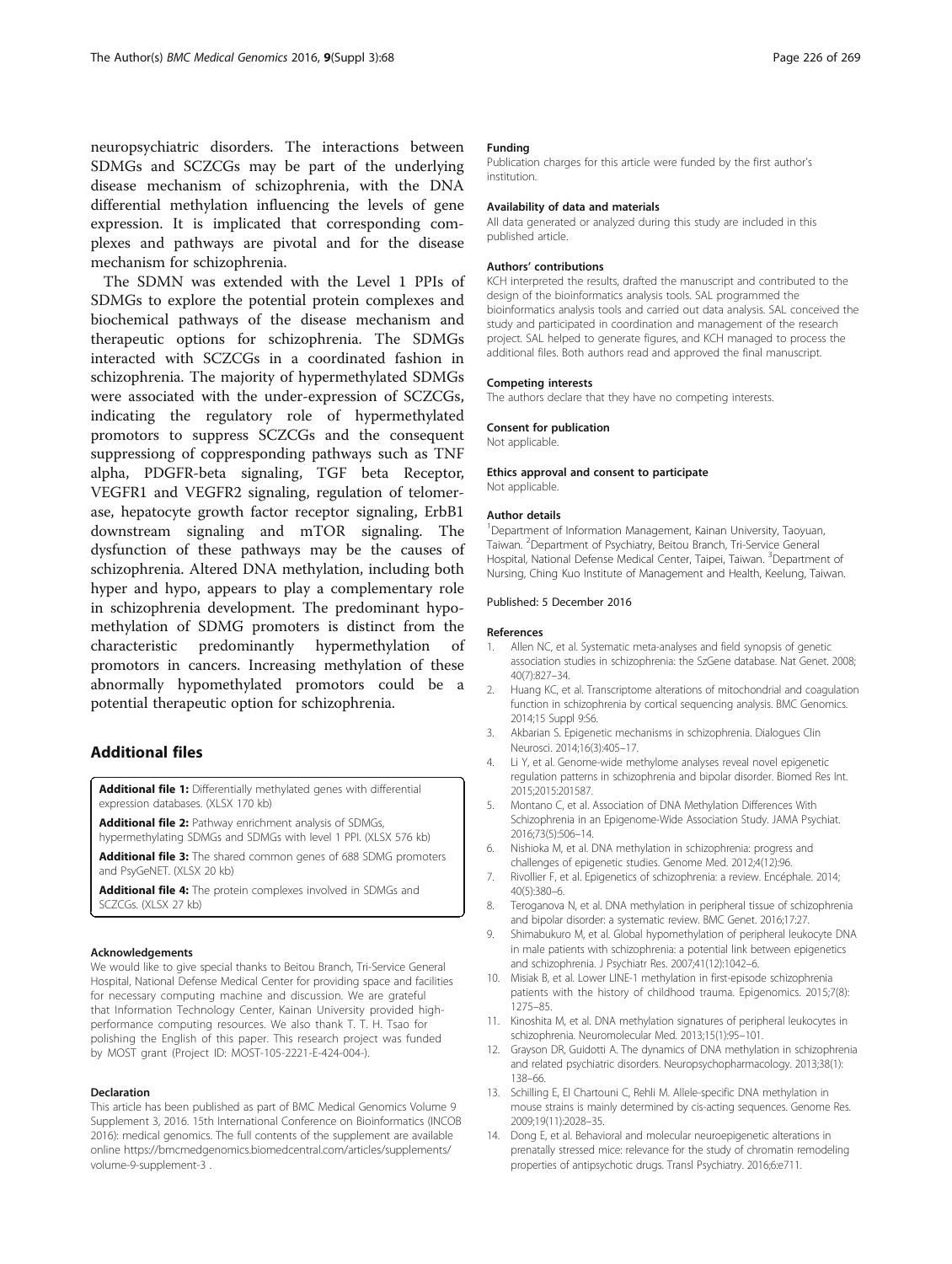neuropsychiatric disorders. The interactions between SDMGs and SCZCGs may be part of the underlying disease mechanism of schizophrenia, with the DNA differential methylation influencing the levels of gene expression. It is implicated that corresponding complexes and pathways are pivotal and for the disease mechanism for schizophrenia.

The SDMN was extended with the Level 1 PPIs of SDMGs to explore the potential protein complexes and biochemical pathways of the disease mechanism and therapeutic options for schizophrenia. The SDMGs interacted with SCZCGs in a coordinated fashion in schizophrenia. The majority of hypermethylated SDMGs were associated with the under-expression of SCZCGs, indicating the regulatory role of hypermethylated promotors to suppress SCZCGs and the consequent suppressiong of coppresponding pathways such as TNF alpha, PDGFR-beta signaling, TGF beta Receptor, VEGFR1 and VEGFR2 signaling, regulation of telomerase, hepatocyte growth factor receptor signaling, ErbB1 downstream signaling and mTOR signaling. The dysfunction of these pathways may be the causes of schizophrenia. Altered DNA methylation, including both hyper and hypo, appears to play a complementary role in schizophrenia development. The predominant hypomethylation of SDMG promoters is distinct from the characteristic predominantly hypermethylation of promotors in cancers. Increasing methylation of these abnormally hypomethylated promotors could be a potential therapeutic option for schizophrenia.

## Additional files

**Additional file 1:** Differentially methylated genes with differential expression databases. (XLSX 170 kb)

**Additional file 2:** Pathway enrichment analysis of SDMGs, hypermethylating SDMGs and SDMGs with level 1 PPI. (XLSX 576 kb)

**Additional file 3:** The shared common genes of 688 SDMG promoters and PsyGeNET. (XLSX 20 kb)

**Additional file 4:** The protein complexes involved in SDMGs and SCZCGs. (XLSX 27 kb)

#### Acknowledgements

We would like to give special thanks to Beitou Branch, Tri-Service General Hospital, National Defense Medical Center for providing space and facilities for necessary computing machine and discussion. We are grateful that Information Technology Center, Kainan University provided high-performance computing resources. We also thank T. T. H. Tsao for polishing the English of this paper. This research project was funded by MOST grant (Project ID: MOST-105-2221-E-424-004-).

#### Declaration

This article has been published as part of BMC Medical Genomics Volume 9 Supplement 3, 2016. 15th International Conference on Bioinformatics (INCOB 2016): medical genomics. The full contents of the supplement are available online https://bmcmedgenomics.biomedcentral.com/articles/supplements/volume-9-supplement-3 .

#### Funding

Publication charges for this article were funded by the first author's institution.

#### Availability of data and materials

All data generated or analyzed during this study are included in this published article.

#### Authors' contributions

KCH interpreted the results, drafted the manuscript and contributed to the design of the bioinformatics analysis tools. SAL programmed the bioinformatics analysis tools and carried out data analysis. SAL conceived the study and participated in coordination and management of the research project. SAL helped to generate figures, and KCH managed to process the additional files. Both authors read and approved the final manuscript.

#### Competing interests

The authors declare that they have no competing interests.

#### Consent for publication

Not applicable.

#### Ethics approval and consent to participate

Not applicable.

#### Author details

[1]Department of Information Management, Kainan University, Taoyuan, Taiwan. [2]Department of Psychiatry, Beitou Branch, Tri-Service General Hospital, National Defense Medical Center, Taipei, Taiwan. [3]Department of Nursing, Ching Kuo Institute of Management and Health, Keelung, Taiwan.

Published: 5 December 2016

#### References

1. Allen NC, et al. Systematic meta-analyses and field synopsis of genetic association studies in schizophrenia: the SzGene database. Nat Genet. 2008; 40(7):827–34.
2. Huang KC, et al. Transcriptome alterations of mitochondrial and coagulation function in schizophrenia by cortical sequencing analysis. BMC Genomics. 2014;15 Suppl 9:S6.
3. Akbarian S. Epigenetic mechanisms in schizophrenia. Dialogues Clin Neurosci. 2014;16(3):405–17.
4. Li Y, et al. Genome-wide methylome analyses reveal novel epigenetic regulation patterns in schizophrenia and bipolar disorder. Biomed Res Int. 2015;2015:201587.
5. Montano C, et al. Association of DNA Methylation Differences With Schizophrenia in an Epigenome-Wide Association Study. JAMA Psychiat. 2016;73(5):506–14.
6. Nishioka M, et al. DNA methylation in schizophrenia: progress and challenges of epigenetic studies. Genome Med. 2012;4(12):96.
7. Rivollier F, et al. Epigenetics of schizophrenia: a review. Encéphale. 2014; 40(5):380–6.
8. Teroganova N, et al. DNA methylation in peripheral tissue of schizophrenia and bipolar disorder: a systematic review. BMC Genet. 2016;17:27.
9. Shimabukuro M, et al. Global hypomethylation of peripheral leukocyte DNA in male patients with schizophrenia: a potential link between epigenetics and schizophrenia. J Psychiatr Res. 2007;41(12):1042–6.
10. Misiak B, et al. Lower LINE-1 methylation in first-episode schizophrenia patients with the history of childhood trauma. Epigenomics. 2015;7(8): 1275–85.
11. Kinoshita M, et al. DNA methylation signatures of peripheral leukocytes in schizophrenia. Neuromolecular Med. 2013;15(1):95–101.
12. Grayson DR, Guidotti A. The dynamics of DNA methylation in schizophrenia and related psychiatric disorders. Neuropsychopharmacology. 2013;38(1): 138–66.
13. Schilling E, El Chartouni C, Rehli M. Allele-specific DNA methylation in mouse strains is mainly determined by cis-acting sequences. Genome Res. 2009;19(11):2028–35.
14. Dong E, et al. Behavioral and molecular neuroepigenetic alterations in prenatally stressed mice: relevance for the study of chromatin remodeling properties of antipsychotic drugs. Transl Psychiatry. 2016;6:e711.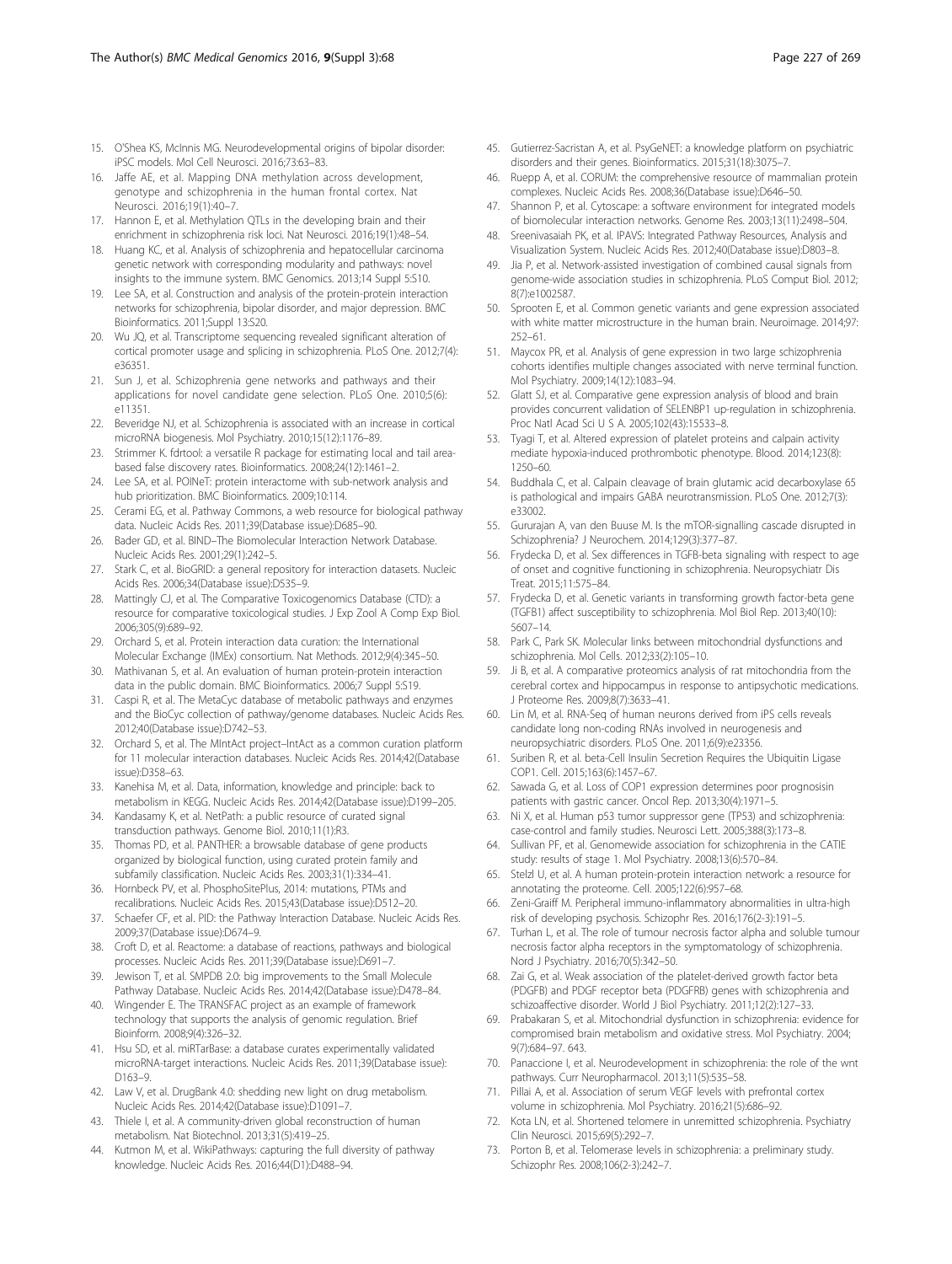15. O'Shea KS, McInnis MG. Neurodevelopmental origins of bipolar disorder: iPSC models. Mol Cell Neurosci. 2016;73:63–83.
16. Jaffe AE, et al. Mapping DNA methylation across development, genotype and schizophrenia in the human frontal cortex. Nat Neurosci. 2016;19(1):40–7.
17. Hannon E, et al. Methylation QTLs in the developing brain and their enrichment in schizophrenia risk loci. Nat Neurosci. 2016;19(1):48–54.
18. Huang KC, et al. Analysis of schizophrenia and hepatocellular carcinoma genetic network with corresponding modularity and pathways: novel insights to the immune system. BMC Genomics. 2013;14 Suppl 5:S10.
19. Lee SA, et al. Construction and analysis of the protein-protein interaction networks for schizophrenia, bipolar disorder, and major depression. BMC Bioinformatics. 2011;Suppl 13:S20.
20. Wu JQ, et al. Transcriptome sequencing revealed significant alteration of cortical promoter usage and splicing in schizophrenia. PLoS One. 2012;7(4): e36351.
21. Sun J, et al. Schizophrenia gene networks and pathways and their applications for novel candidate gene selection. PLoS One. 2010;5(6): e11351.
22. Beveridge NJ, et al. Schizophrenia is associated with an increase in cortical microRNA biogenesis. Mol Psychiatry. 2010;15(12):1176–89.
23. Strimmer K. fdrtool: a versatile R package for estimating local and tail area-based false discovery rates. Bioinformatics. 2008;24(12):1461–2.
24. Lee SA, et al. POINeT: protein interactome with sub-network analysis and hub prioritization. BMC Bioinformatics. 2009;10:114.
25. Cerami EG, et al. Pathway Commons, a web resource for biological pathway data. Nucleic Acids Res. 2011;39(Database issue):D685–90.
26. Bader GD, et al. BIND–The Biomolecular Interaction Network Database. Nucleic Acids Res. 2001;29(1):242–5.
27. Stark C, et al. BioGRID: a general repository for interaction datasets. Nucleic Acids Res. 2006;34(Database issue):D535–9.
28. Mattingly CJ, et al. The Comparative Toxicogenomics Database (CTD): a resource for comparative toxicological studies. J Exp Zool A Comp Exp Biol. 2006;305(9):689–92.
29. Orchard S, et al. Protein interaction data curation: the International Molecular Exchange (IMEx) consortium. Nat Methods. 2012;9(4):345–50.
30. Mathivanan S, et al. An evaluation of human protein-protein interaction data in the public domain. BMC Bioinformatics. 2006;7 Suppl 5:S19.
31. Caspi R, et al. The MetaCyc database of metabolic pathways and enzymes and the BioCyc collection of pathway/genome databases. Nucleic Acids Res. 2012;40(Database issue):D742–53.
32. Orchard S, et al. The MIntAct project–IntAct as a common curation platform for 11 molecular interaction databases. Nucleic Acids Res. 2014;42(Database issue):D358–63.
33. Kanehisa M, et al. Data, information, knowledge and principle: back to metabolism in KEGG. Nucleic Acids Res. 2014;42(Database issue):D199–205.
34. Kandasamy K, et al. NetPath: a public resource of curated signal transduction pathways. Genome Biol. 2010;11(1):R3.
35. Thomas PD, et al. PANTHER: a browsable database of gene products organized by biological function, using curated protein family and subfamily classification. Nucleic Acids Res. 2003;31(1):334–41.
36. Hornbeck PV, et al. PhosphoSitePlus, 2014: mutations, PTMs and recalibrations. Nucleic Acids Res. 2015;43(Database issue):D512–20.
37. Schaefer CF, et al. PID: the Pathway Interaction Database. Nucleic Acids Res. 2009;37(Database issue):D674–9.
38. Croft D, et al. Reactome: a database of reactions, pathways and biological processes. Nucleic Acids Res. 2011;39(Database issue):D691–7.
39. Jewison T, et al. SMPDB 2.0: big improvements to the Small Molecule Pathway Database. Nucleic Acids Res. 2014;42(Database issue):D478–84.
40. Wingender E. The TRANSFAC project as an example of framework technology that supports the analysis of genomic regulation. Brief Bioinform. 2008;9(4):326–32.
41. Hsu SD, et al. miRTarBase: a database curates experimentally validated microRNA-target interactions. Nucleic Acids Res. 2011;39(Database issue): D163–9.
42. Law V, et al. DrugBank 4.0: shedding new light on drug metabolism. Nucleic Acids Res. 2014;42(Database issue):D1091–7.
43. Thiele I, et al. A community-driven global reconstruction of human metabolism. Nat Biotechnol. 2013;31(5):419–25.
44. Kutmon M, et al. WikiPathways: capturing the full diversity of pathway knowledge. Nucleic Acids Res. 2016;44(D1):D488–94.
45. Gutierrez-Sacristan A, et al. PsyGeNET: a knowledge platform on psychiatric disorders and their genes. Bioinformatics. 2015;31(18):3075–7.
46. Ruepp A, et al. CORUM: the comprehensive resource of mammalian protein complexes. Nucleic Acids Res. 2008;36(Database issue):D646–50.
47. Shannon P, et al. Cytoscape: a software environment for integrated models of biomolecular interaction networks. Genome Res. 2003;13(11):2498–504.
48. Sreenivasaiah PK, et al. IPAVS: Integrated Pathway Resources, Analysis and Visualization System. Nucleic Acids Res. 2012;40(Database issue):D803–8.
49. Jia P, et al. Network-assisted investigation of combined causal signals from genome-wide association studies in schizophrenia. PLoS Comput Biol. 2012; 8(7):e1002587.
50. Sprooten E, et al. Common genetic variants and gene expression associated with white matter microstructure in the human brain. Neuroimage. 2014;97: 252–61.
51. Maycox PR, et al. Analysis of gene expression in two large schizophrenia cohorts identifies multiple changes associated with nerve terminal function. Mol Psychiatry. 2009;14(12):1083–94.
52. Glatt SJ, et al. Comparative gene expression analysis of blood and brain provides concurrent validation of SELENBP1 up-regulation in schizophrenia. Proc Natl Acad Sci U S A. 2005;102(43):15533–8.
53. Tyagi T, et al. Altered expression of platelet proteins and calpain activity mediate hypoxia-induced prothrombotic phenotype. Blood. 2014;123(8): 1250–60.
54. Buddhala C, et al. Calpain cleavage of brain glutamic acid decarboxylase 65 is pathological and impairs GABA neurotransmission. PLoS One. 2012;7(3): e33002.
55. Gururajan A, van den Buuse M. Is the mTOR-signalling cascade disrupted in Schizophrenia? J Neurochem. 2014;129(3):377–87.
56. Frydecka D, et al. Sex differences in TGFB-beta signaling with respect to age of onset and cognitive functioning in schizophrenia. Neuropsychiatr Dis Treat. 2015;11:575–84.
57. Frydecka D, et al. Genetic variants in transforming growth factor-beta gene (TGFB1) affect susceptibility to schizophrenia. Mol Biol Rep. 2013;40(10): 5607–14.
58. Park C, Park SK. Molecular links between mitochondrial dysfunctions and schizophrenia. Mol Cells. 2012;33(2):105–10.
59. Ji B, et al. A comparative proteomics analysis of rat mitochondria from the cerebral cortex and hippocampus in response to antipsychotic medications. J Proteome Res. 2009;8(7):3633–41.
60. Lin M, et al. RNA-Seq of human neurons derived from iPS cells reveals candidate long non-coding RNAs involved in neurogenesis and neuropsychiatric disorders. PLoS One. 2011;6(9):e23356.
61. Suriben R, et al. beta-Cell Insulin Secretion Requires the Ubiquitin Ligase COP1. Cell. 2015;163(6):1457–67.
62. Sawada G, et al. Loss of COP1 expression determines poor prognosisin patients with gastric cancer. Oncol Rep. 2013;30(4):1971–5.
63. Ni X, et al. Human p53 tumor suppressor gene (TP53) and schizophrenia: case-control and family studies. Neurosci Lett. 2005;388(3):173–8.
64. Sullivan PF, et al. Genomewide association for schizophrenia in the CATIE study: results of stage 1. Mol Psychiatry. 2008;13(6):570–84.
65. Stelzl U, et al. A human protein-protein interaction network: a resource for annotating the proteome. Cell. 2005;122(6):957–68.
66. Zeni-Graiff M. Peripheral immuno-inflammatory abnormalities in ultra-high risk of developing psychosis. Schizophr Res. 2016;176(2-3):191–5.
67. Turhan L, et al. The role of tumour necrosis factor alpha and soluble tumour necrosis factor alpha receptors in the symptomatology of schizophrenia. Nord J Psychiatry. 2016;70(5):342–50.
68. Zai G, et al. Weak association of the platelet-derived growth factor beta (PDGFB) and PDGF receptor beta (PDGFRB) genes with schizophrenia and schizoaffective disorder. World J Biol Psychiatry. 2011;12(2):127–33.
69. Prabakaran S, et al. Mitochondrial dysfunction in schizophrenia: evidence for compromised brain metabolism and oxidative stress. Mol Psychiatry. 2004; 9(7):684–97. 643.
70. Panaccione I, et al. Neurodevelopment in schizophrenia: the role of the wnt pathways. Curr Neuropharmacol. 2013;11(5):535–58.
71. Pillai A, et al. Association of serum VEGF levels with prefrontal cortex volume in schizophrenia. Mol Psychiatry. 2016;21(5):686–92.
72. Kota LN, et al. Shortened telomere in unremitted schizophrenia. Psychiatry Clin Neurosci. 2015;69(5):292–7.
73. Porton B, et al. Telomerase levels in schizophrenia: a preliminary study. Schizophr Res. 2008;106(2-3):242–7.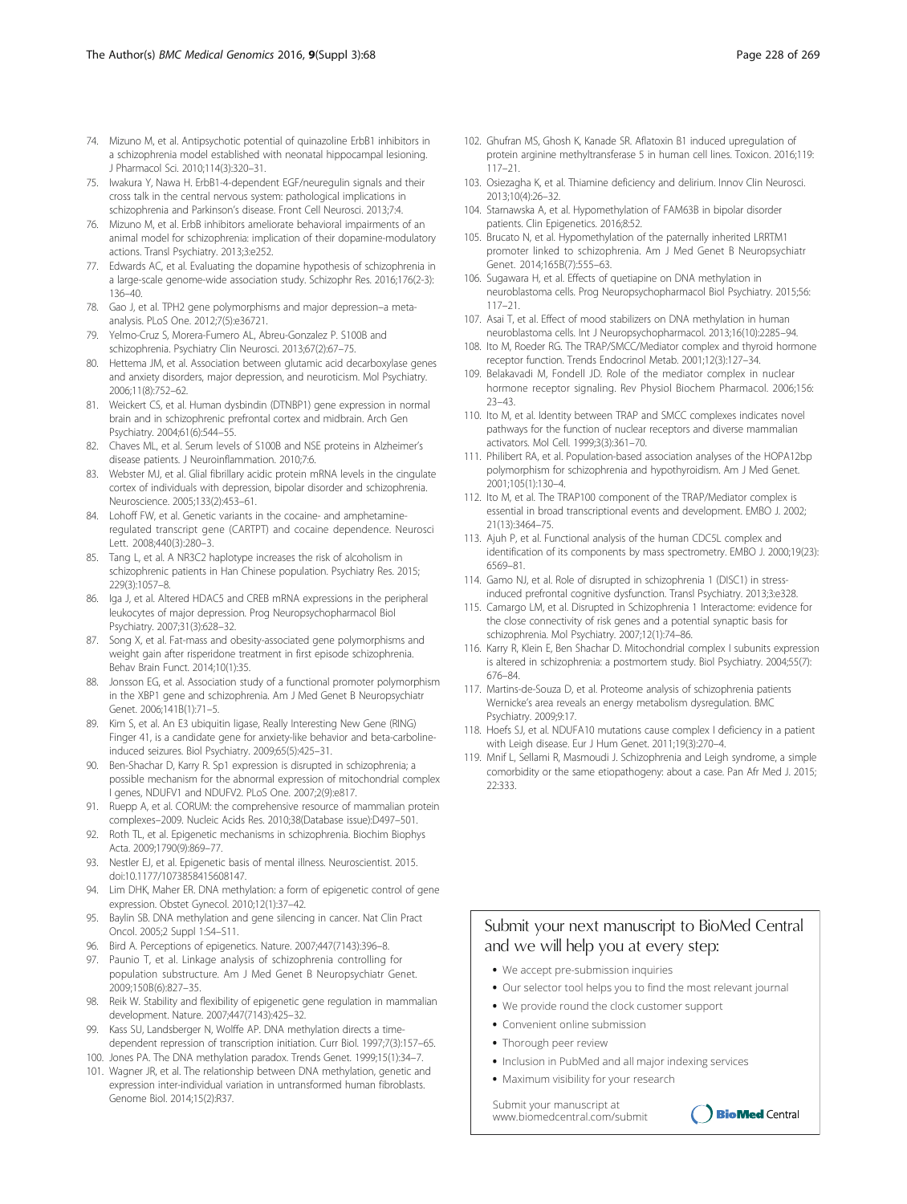74. Mizuno M, et al. Antipsychotic potential of quinazoline ErbB1 inhibitors in a schizophrenia model established with neonatal hippocampal lesioning. J Pharmacol Sci. 2010;114(3):320–31.
75. Iwakura Y, Nawa H. ErbB1-4-dependent EGF/neuregulin signals and their cross talk in the central nervous system: pathological implications in schizophrenia and Parkinson's disease. Front Cell Neurosci. 2013;7:4.
76. Mizuno M, et al. ErbB inhibitors ameliorate behavioral impairments of an animal model for schizophrenia: implication of their dopamine-modulatory actions. Transl Psychiatry. 2013;3:e252.
77. Edwards AC, et al. Evaluating the dopamine hypothesis of schizophrenia in a large-scale genome-wide association study. Schizophr Res. 2016;176(2-3): 136–40.
78. Gao J, et al. TPH2 gene polymorphisms and major depression–a meta-analysis. PLoS One. 2012;7(5):e36721.
79. Yelmo-Cruz S, Morera-Fumero AL, Abreu-Gonzalez P. S100B and schizophrenia. Psychiatry Clin Neurosci. 2013;67(2):67–75.
80. Hettema JM, et al. Association between glutamic acid decarboxylase genes and anxiety disorders, major depression, and neuroticism. Mol Psychiatry. 2006;11(8):752–62.
81. Weickert CS, et al. Human dysbindin (DTNBP1) gene expression in normal brain and in schizophrenic prefrontal cortex and midbrain. Arch Gen Psychiatry. 2004;61(6):544–55.
82. Chaves ML, et al. Serum levels of S100B and NSE proteins in Alzheimer's disease patients. J Neuroinflammation. 2010;7:6.
83. Webster MJ, et al. Glial fibrillary acidic protein mRNA levels in the cingulate cortex of individuals with depression, bipolar disorder and schizophrenia. Neuroscience. 2005;133(2):453–61.
84. Lohoff FW, et al. Genetic variants in the cocaine- and amphetamine-regulated transcript gene (CARTPT) and cocaine dependence. Neurosci Lett. 2008;440(3):280–3.
85. Tang L, et al. A NR3C2 haplotype increases the risk of alcoholism in schizophrenic patients in Han Chinese population. Psychiatry Res. 2015; 229(3):1057–8.
86. Iga J, et al. Altered HDAC5 and CREB mRNA expressions in the peripheral leukocytes of major depression. Prog Neuropsychopharmacol Biol Psychiatry. 2007;31(3):628–32.
87. Song X, et al. Fat-mass and obesity-associated gene polymorphisms and weight gain after risperidone treatment in first episode schizophrenia. Behav Brain Funct. 2014;10(1):35.
88. Jonsson EG, et al. Association study of a functional promoter polymorphism in the XBP1 gene and schizophrenia. Am J Med Genet B Neuropsychiatr Genet. 2006;141B(1):71–5.
89. Kim S, et al. An E3 ubiquitin ligase, Really Interesting New Gene (RING) Finger 41, is a candidate gene for anxiety-like behavior and beta-carboline-induced seizures. Biol Psychiatry. 2009;65(5):425–31.
90. Ben-Shachar D, Karry R. Sp1 expression is disrupted in schizophrenia; a possible mechanism for the abnormal expression of mitochondrial complex I genes, NDUFV1 and NDUFV2. PLoS One. 2007;2(9):e817.
91. Ruepp A, et al. CORUM: the comprehensive resource of mammalian protein complexes–2009. Nucleic Acids Res. 2010;38(Database issue):D497–501.
92. Roth TL, et al. Epigenetic mechanisms in schizophrenia. Biochim Biophys Acta. 2009;1790(9):869–77.
93. Nestler EJ, et al. Epigenetic basis of mental illness. Neuroscientist. 2015. doi:10.1177/1073858415608147.
94. Lim DHK, Maher ER. DNA methylation: a form of epigenetic control of gene expression. Obstet Gynecol. 2010;12(1):37–42.
95. Baylin SB. DNA methylation and gene silencing in cancer. Nat Clin Pract Oncol. 2005;2 Suppl 1:S4–S11.
96. Bird A. Perceptions of epigenetics. Nature. 2007;447(7143):396–8.
97. Paunio T, et al. Linkage analysis of schizophrenia controlling for population substructure. Am J Med Genet B Neuropsychiatr Genet. 2009;150B(6):827–35.
98. Reik W. Stability and flexibility of epigenetic gene regulation in mammalian development. Nature. 2007;447(7143):425–32.
99. Kass SU, Landsberger N, Wolffe AP. DNA methylation directs a time-dependent repression of transcription initiation. Curr Biol. 1997;7(3):157–65.
100. Jones PA. The DNA methylation paradox. Trends Genet. 1999;15(1):34–7.
101. Wagner JR, et al. The relationship between DNA methylation, genetic and expression inter-individual variation in untransformed human fibroblasts. Genome Biol. 2014;15(2):R37.
102. Ghufran MS, Ghosh K, Kanade SR. Aflatoxin B1 induced upregulation of protein arginine methyltransferase 5 in human cell lines. Toxicon. 2016;119: 117–21.
103. Osiezagha K, et al. Thiamine deficiency and delirium. Innov Clin Neurosci. 2013;10(4):26–32.
104. Starnawska A, et al. Hypomethylation of FAM63B in bipolar disorder patients. Clin Epigenetics. 2016;8:52.
105. Brucato N, et al. Hypomethylation of the paternally inherited LRRTM1 promoter linked to schizophrenia. Am J Med Genet B Neuropsychiatr Genet. 2014;165B(7):555–63.
106. Sugawara H, et al. Effects of quetiapine on DNA methylation in neuroblastoma cells. Prog Neuropsychopharmacol Biol Psychiatry. 2015;56: 117–21.
107. Asai T, et al. Effect of mood stabilizers on DNA methylation in human neuroblastoma cells. Int J Neuropsychopharmacol. 2013;16(10):2285–94.
108. Ito M, Roeder RG. The TRAP/SMCC/Mediator complex and thyroid hormone receptor function. Trends Endocrinol Metab. 2001;12(3):127–34.
109. Belakavadi M, Fondell JD. Role of the mediator complex in nuclear hormone receptor signaling. Rev Physiol Biochem Pharmacol. 2006;156: 23–43.
110. Ito M, et al. Identity between TRAP and SMCC complexes indicates novel pathways for the function of nuclear receptors and diverse mammalian activators. Mol Cell. 1999;3(3):361–70.
111. Philibert RA, et al. Population-based association analyses of the HOPA12bp polymorphism for schizophrenia and hypothyroidism. Am J Med Genet. 2001;105(1):130–4.
112. Ito M, et al. The TRAP100 component of the TRAP/Mediator complex is essential in broad transcriptional events and development. EMBO J. 2002; 21(13):3464–75.
113. Ajuh P, et al. Functional analysis of the human CDC5L complex and identification of its components by mass spectrometry. EMBO J. 2000;19(23): 6569–81.
114. Gamo NJ, et al. Role of disrupted in schizophrenia 1 (DISC1) in stress-induced prefrontal cognitive dysfunction. Transl Psychiatry. 2013;3:e328.
115. Camargo LM, et al. Disrupted in Schizophrenia 1 Interactome: evidence for the close connectivity of risk genes and a potential synaptic basis for schizophrenia. Mol Psychiatry. 2007;12(1):74–86.
116. Karry R, Klein E, Ben Shachar D. Mitochondrial complex I subunits expression is altered in schizophrenia: a postmortem study. Biol Psychiatry. 2004;55(7): 676–84.
117. Martins-de-Souza D, et al. Proteome analysis of schizophrenia patients Wernicke's area reveals an energy metabolism dysregulation. BMC Psychiatry. 2009;9:17.
118. Hoefs SJ, et al. NDUFA10 mutations cause complex I deficiency in a patient with Leigh disease. Eur J Hum Genet. 2011;19(3):270–4.
119. Mnif L, Sellami R, Masmoudi J. Schizophrenia and Leigh syndrome, a simple comorbidity or the same etiopathogeny: about a case. Pan Afr Med J. 2015; 22:333.

## Submit your next manuscript to BioMed Central and we will help you at every step:

- We accept pre-submission inquiries
- Our selector tool helps you to find the most relevant journal
- We provide round the clock customer support
- Convenient online submission
- Thorough peer review
- Inclusion in PubMed and all major indexing services
- Maximum visibility for your research

Submit your manuscript at
www.biomedcentral.com/submit

BioMed Central